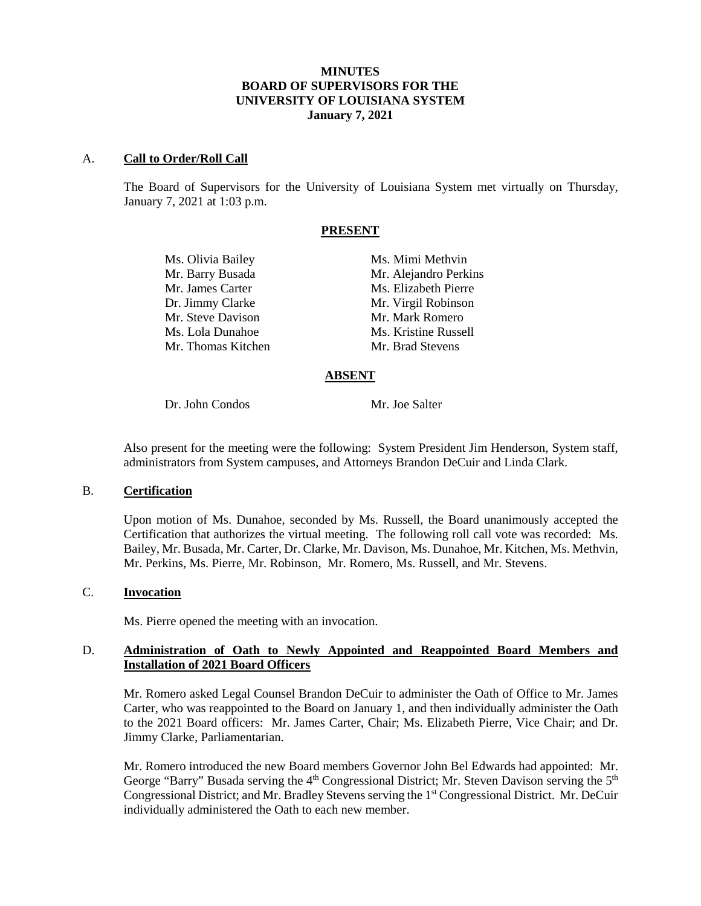# MINUTES
# BOARD OF SUPERVISORS FOR THE UNIVERSITY OF LOUISIANA SYSTEM
# January 7, 2021

A. **Call to Order/Roll Call**

The Board of Supervisors for the University of Louisiana System met virtually on Thursday, January 7, 2021 at 1:03 p.m.

**PRESENT**

Ms. Olivia Bailey
Mr. Barry Busada
Mr. James Carter
Dr. Jimmy Clarke
Mr. Steve Davison
Ms. Lola Dunahoe
Mr. Thomas Kitchen
Ms. Mimi Methvin
Mr. Alejandro Perkins
Ms. Elizabeth Pierre
Mr. Virgil Robinson
Mr. Mark Romero
Ms. Kristine Russell
Mr. Brad Stevens

**ABSENT**

Dr. John Condos
Mr. Joe Salter

Also present for the meeting were the following: System President Jim Henderson, System staff, administrators from System campuses, and Attorneys Brandon DeCuir and Linda Clark.

B. **Certification**

Upon motion of Ms. Dunahoe, seconded by Ms. Russell, the Board unanimously accepted the Certification that authorizes the virtual meeting. The following roll call vote was recorded: Ms. Bailey, Mr. Busada, Mr. Carter, Dr. Clarke, Mr. Davison, Ms. Dunahoe, Mr. Kitchen, Ms. Methvin, Mr. Perkins, Ms. Pierre, Mr. Robinson, Mr. Romero, Ms. Russell, and Mr. Stevens.

C. **Invocation**

Ms. Pierre opened the meeting with an invocation.

D. **Administration of Oath to Newly Appointed and Reappointed Board Members and Installation of 2021 Board Officers**

Mr. Romero asked Legal Counsel Brandon DeCuir to administer the Oath of Office to Mr. James Carter, who was reappointed to the Board on January 1, and then individually administer the Oath to the 2021 Board officers: Mr. James Carter, Chair; Ms. Elizabeth Pierre, Vice Chair; and Dr. Jimmy Clarke, Parliamentarian.

Mr. Romero introduced the new Board members Governor John Bel Edwards had appointed: Mr. George "Barry" Busada serving the 4th Congressional District; Mr. Steven Davison serving the 5th Congressional District; and Mr. Bradley Stevens serving the 1st Congressional District. Mr. DeCuir individually administered the Oath to each new member.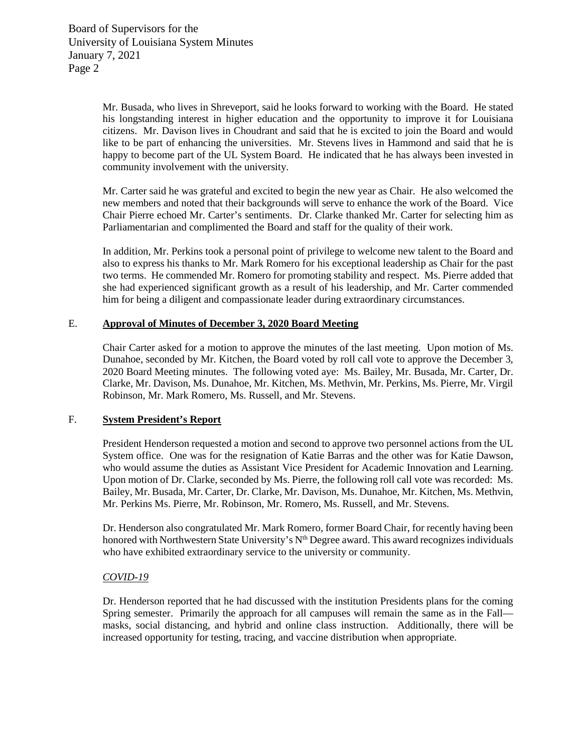Mr. Busada, who lives in Shreveport, said he looks forward to working with the Board. He stated his longstanding interest in higher education and the opportunity to improve it for Louisiana citizens. Mr. Davison lives in Choudrant and said that he is excited to join the Board and would like to be part of enhancing the universities. Mr. Stevens lives in Hammond and said that he is happy to become part of the UL System Board. He indicated that he has always been invested in community involvement with the university.

Mr. Carter said he was grateful and excited to begin the new year as Chair. He also welcomed the new members and noted that their backgrounds will serve to enhance the work of the Board. Vice Chair Pierre echoed Mr. Carter's sentiments. Dr. Clarke thanked Mr. Carter for selecting him as Parliamentarian and complimented the Board and staff for the quality of their work.

In addition, Mr. Perkins took a personal point of privilege to welcome new talent to the Board and also to express his thanks to Mr. Mark Romero for his exceptional leadership as Chair for the past two terms. He commended Mr. Romero for promoting stability and respect. Ms. Pierre added that she had experienced significant growth as a result of his leadership, and Mr. Carter commended him for being a diligent and compassionate leader during extraordinary circumstances.

## E. **Approval of Minutes of December 3, 2020 Board Meeting**

Chair Carter asked for a motion to approve the minutes of the last meeting. Upon motion of Ms. Dunahoe, seconded by Mr. Kitchen, the Board voted by roll call vote to approve the December 3, 2020 Board Meeting minutes. The following voted aye: Ms. Bailey, Mr. Busada, Mr. Carter, Dr. Clarke, Mr. Davison, Ms. Dunahoe, Mr. Kitchen, Ms. Methvin, Mr. Perkins, Ms. Pierre, Mr. Virgil Robinson, Mr. Mark Romero, Ms. Russell, and Mr. Stevens.

## F. **System President's Report**

President Henderson requested a motion and second to approve two personnel actions from the UL System office. One was for the resignation of Katie Barras and the other was for Katie Dawson, who would assume the duties as Assistant Vice President for Academic Innovation and Learning. Upon motion of Dr. Clarke, seconded by Ms. Pierre, the following roll call vote was recorded: Ms. Bailey, Mr. Busada, Mr. Carter, Dr. Clarke, Mr. Davison, Ms. Dunahoe, Mr. Kitchen, Ms. Methvin, Mr. Perkins Ms. Pierre, Mr. Robinson, Mr. Romero, Ms. Russell, and Mr. Stevens.

Dr. Henderson also congratulated Mr. Mark Romero, former Board Chair, for recently having been honored with Northwestern State University's N$^{th}$ Degree award. This award recognizes individuals who have exhibited extraordinary service to the university or community.

*COVID-19*

Dr. Henderson reported that he had discussed with the institution Presidents plans for the coming Spring semester. Primarily the approach for all campuses will remain the same as in the Fall—masks, social distancing, and hybrid and online class instruction. Additionally, there will be increased opportunity for testing, tracing, and vaccine distribution when appropriate.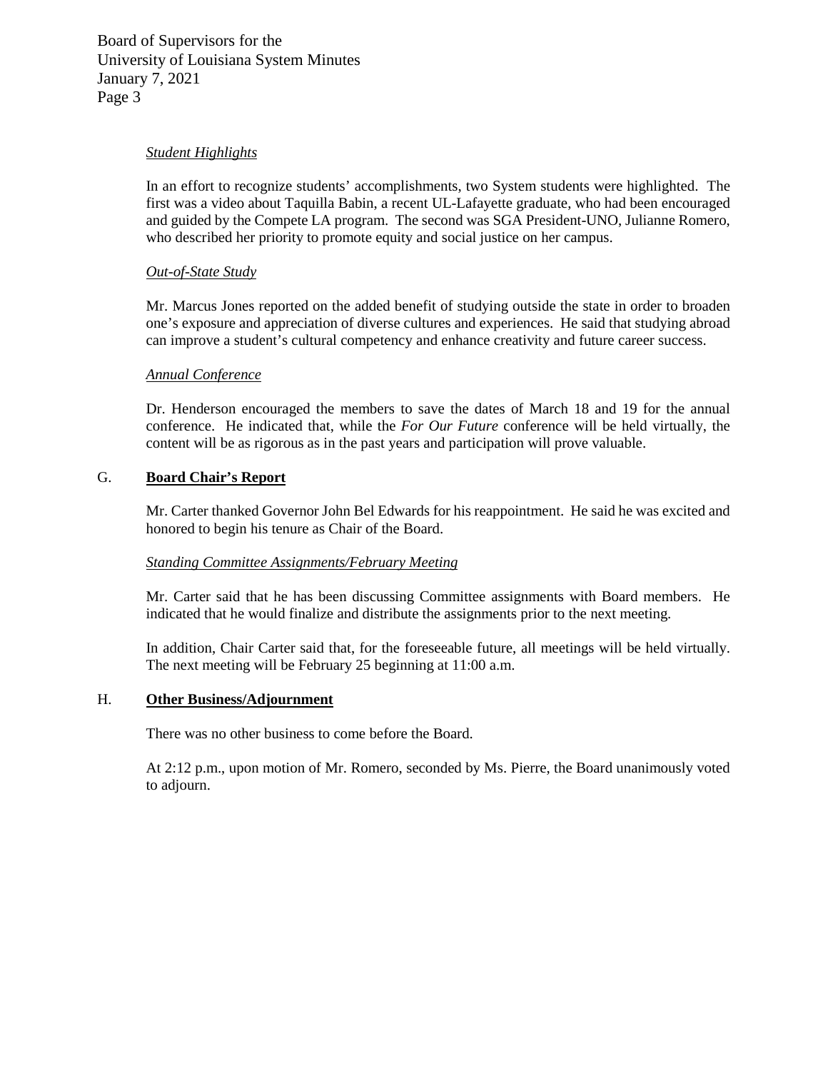*Student Highlights*

In an effort to recognize students' accomplishments, two System students were highlighted. The first was a video about Taquilla Babin, a recent UL-Lafayette graduate, who had been encouraged and guided by the Compete LA program. The second was SGA President-UNO, Julianne Romero, who described her priority to promote equity and social justice on her campus.

*Out-of-State Study*

Mr. Marcus Jones reported on the added benefit of studying outside the state in order to broaden one's exposure and appreciation of diverse cultures and experiences. He said that studying abroad can improve a student's cultural competency and enhance creativity and future career success.

*Annual Conference*

Dr. Henderson encouraged the members to save the dates of March 18 and 19 for the annual conference. He indicated that, while the *For Our Future* conference will be held virtually, the content will be as rigorous as in the past years and participation will prove valuable.

## G. **Board Chair's Report**

Mr. Carter thanked Governor John Bel Edwards for his reappointment. He said he was excited and honored to begin his tenure as Chair of the Board.

*Standing Committee Assignments/February Meeting*

Mr. Carter said that he has been discussing Committee assignments with Board members. He indicated that he would finalize and distribute the assignments prior to the next meeting.

In addition, Chair Carter said that, for the foreseeable future, all meetings will be held virtually. The next meeting will be February 25 beginning at 11:00 a.m.

## H. **Other Business/Adjournment**

There was no other business to come before the Board.

At 2:12 p.m., upon motion of Mr. Romero, seconded by Ms. Pierre, the Board unanimously voted to adjourn.